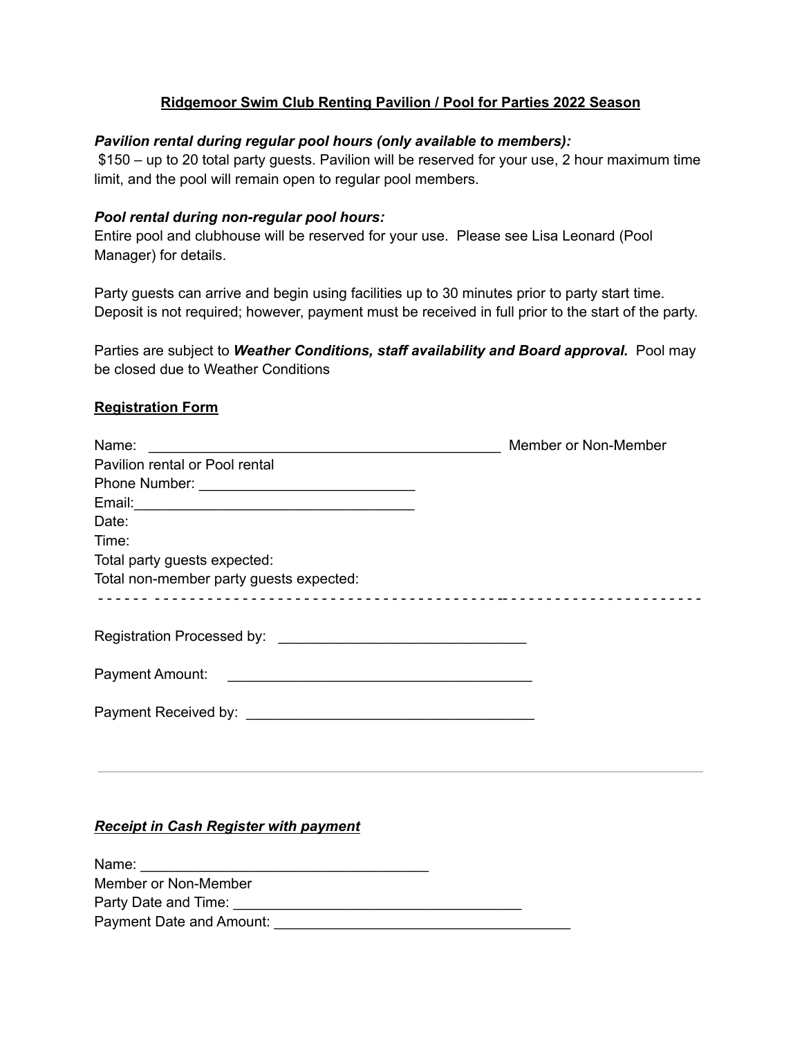# Ridgemoor Swim Club Renting Pavilion / Pool for Parties 2022 Season

***Pavilion rental during regular pool hours (only available to members):***

$150 – up to 20 total party guests. Pavilion will be reserved for your use, 2 hour maximum time limit, and the pool will remain open to regular pool members.

***Pool rental during non-regular pool hours:***

Entire pool and clubhouse will be reserved for your use. Please see Lisa Leonard (Pool Manager) for details.

Party guests can arrive and begin using facilities up to 30 minutes prior to party start time. Deposit is not required; however, payment must be received in full prior to the start of the party.

Parties are subject to ***Weather Conditions, staff availability and Board approval.*** Pool may be closed due to Weather Conditions

## Registration Form

Name: _____________________________________________ Member or Non-Member

Pavilion rental or Pool rental

Phone Number: ___________________________

Email:___________________________________

Date:

Time:

Total party guests expected:

Total non-member party guests expected:

- - - - - - - - - - - - - - - - - - - - - - - - - - - - - - - - - - - - - - - - - - - - - - - - - - - - - - - - - - - - - - - - -

Registration Processed by: ______________________________

Payment Amount: ______________________________________

Payment Received by: ____________________________________

---

***Receipt in Cash Register with payment***

Name: ____________________________________

Member or Non-Member

Party Date and Time: ____________________________________

Payment Date and Amount: _____________________________________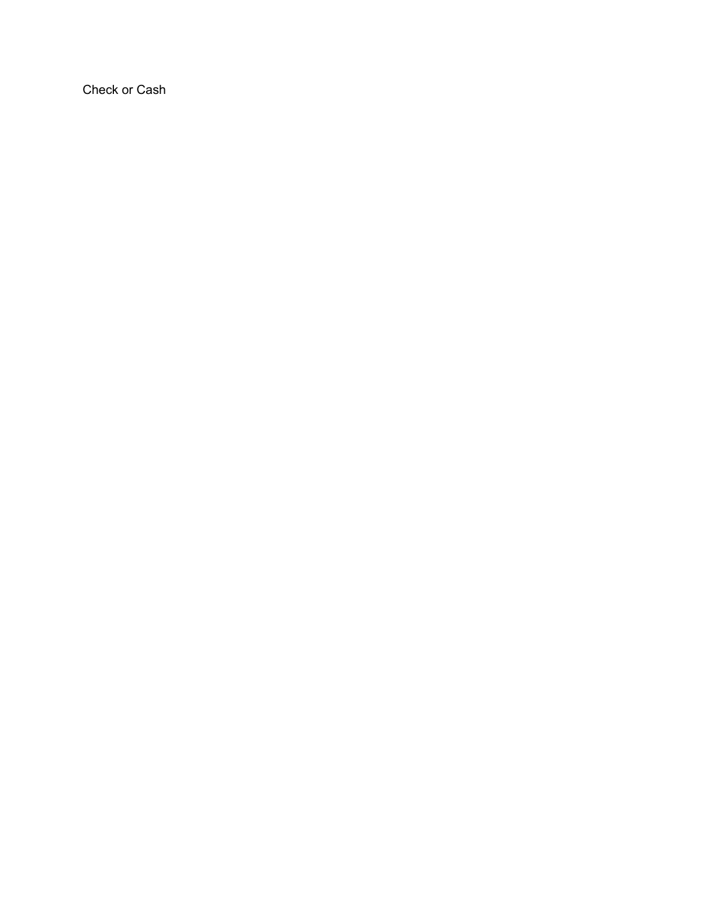Check or Cash